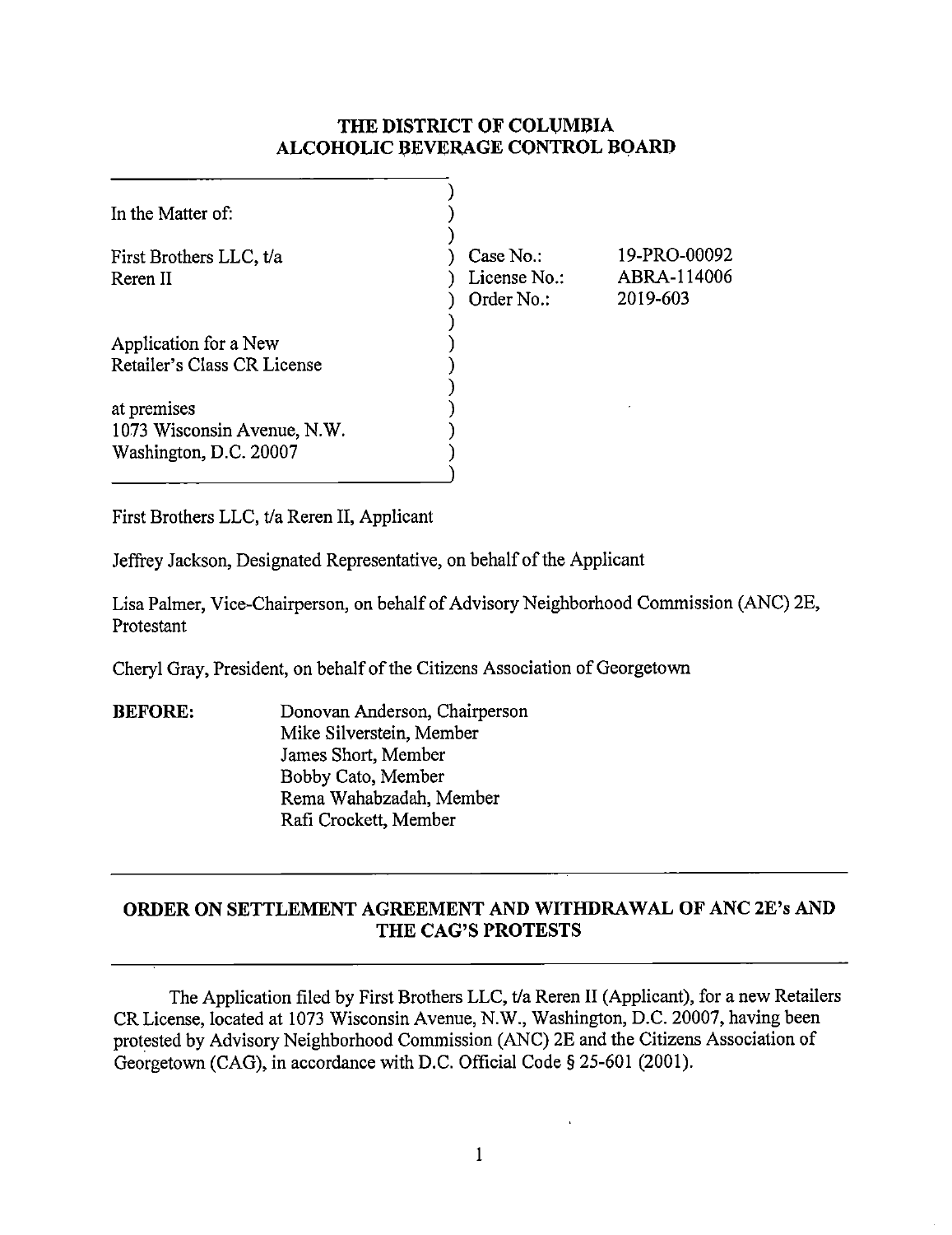# THE DISTRICT OF COLUMBIA ALCOHOLIC BEVERAGE CONTROL BOARD

| | | |
|---|---|---|
| In the Matter of: | | |
| First Brothers LLC, t/a Reren II | Case No.: | 19-PRO-00092 |
| | License No.: | ABRA-114006 |
| | Order No.: | 2019-603 |
| Application for a New Retailer's Class CR License | | |
| at premises 1073 Wisconsin Avenue, N.W. Washington, D.C. 20007 | | |

First Brothers LLC, t/a Reren II, Applicant

Jeffrey Jackson, Designated Representative, on behalf of the Applicant

Lisa Palmer, Vice-Chairperson, on behalf of Advisory Neighborhood Commission (ANC) 2E, Protestant

Cheryl Gray, President, on behalf of the Citizens Association of Georgetown

**BEFORE:**
Donovan Anderson, Chairperson
Mike Silverstein, Member
James Short, Member
Bobby Cato, Member
Rema Wahabzadah, Member
Rafi Crockett, Member

## ORDER ON SETTLEMENT AGREEMENT AND WITHDRAWAL OF ANC 2E's AND THE CAG'S PROTESTS

The Application filed by First Brothers LLC, t/a Reren II (Applicant), for a new Retailers CR License, located at 1073 Wisconsin Avenue, N.W., Washington, D.C. 20007, having been protested by Advisory Neighborhood Commission (ANC) 2E and the Citizens Association of Georgetown (CAG), in accordance with D.C. Official Code § 25-601 (2001).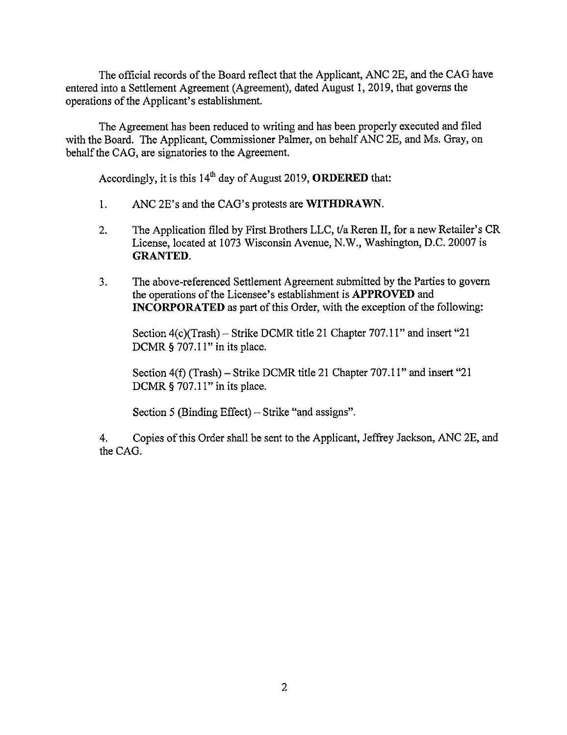The official records of the Board reflect that the Applicant, ANC 2E, and the CAG have entered into a Settlement Agreement (Agreement), dated August 1, 2019, that governs the operations of the Applicant's establishment.

The Agreement has been reduced to writing and has been properly executed and filed with the Board. The Applicant, Commissioner Palmer, on behalf ANC 2E, and Ms. Gray, on behalf the CAG, are signatories to the Agreement.

Accordingly, it is this 14th day of August 2019, **ORDERED** that:

1. ANC 2E's and the CAG's protests are **WITHDRAWN**.

2. The Application filed by First Brothers LLC, t/a Reren II, for a new Retailer's CR License, located at 1073 Wisconsin Avenue, N.W., Washington, D.C. 20007 is **GRANTED**.

3. The above-referenced Settlement Agreement submitted by the Parties to govern the operations of the Licensee's establishment is **APPROVED** and **INCORPORATED** as part of this Order, with the exception of the following:

   Section 4(c)(Trash) – Strike DCMR title 21 Chapter 707.11" and insert "21 DCMR § 707.11" in its place.

   Section 4(f) (Trash) – Strike DCMR title 21 Chapter 707.11" and insert "21 DCMR § 707.11" in its place.

   Section 5 (Binding Effect) – Strike "and assigns".

4. Copies of this Order shall be sent to the Applicant, Jeffrey Jackson, ANC 2E, and the CAG.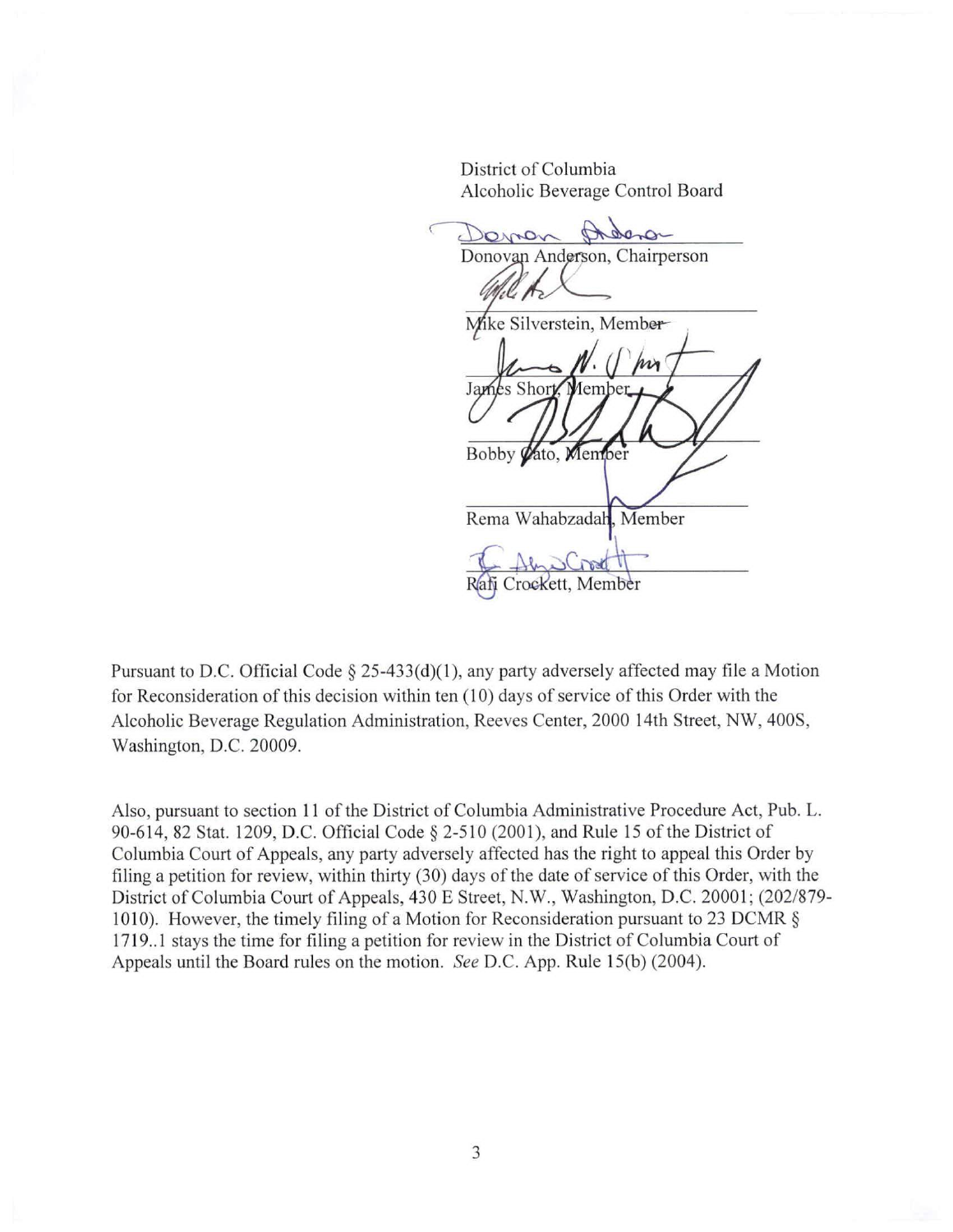District of Columbia
Alcoholic Beverage Control Board

Donovan Anderson, Chairperson

Mike Silverstein, Member

James Short, Member

Bobby Cato, Member

Rema Wahabzadah, Member

Rafi Crockett, Member

Pursuant to D.C. Official Code § 25-433(d)(1), any party adversely affected may file a Motion for Reconsideration of this decision within ten (10) days of service of this Order with the Alcoholic Beverage Regulation Administration, Reeves Center, 2000 14th Street, NW, 400S, Washington, D.C. 20009.

Also, pursuant to section 11 of the District of Columbia Administrative Procedure Act, Pub. L. 90-614, 82 Stat. 1209, D.C. Official Code § 2-510 (2001), and Rule 15 of the District of Columbia Court of Appeals, any party adversely affected has the right to appeal this Order by filing a petition for review, within thirty (30) days of the date of service of this Order, with the District of Columbia Court of Appeals, 430 E Street, N.W., Washington, D.C. 20001; (202/879-1010). However, the timely filing of a Motion for Reconsideration pursuant to 23 DCMR § 1719..1 stays the time for filing a petition for review in the District of Columbia Court of Appeals until the Board rules on the motion. *See* D.C. App. Rule 15(b) (2004).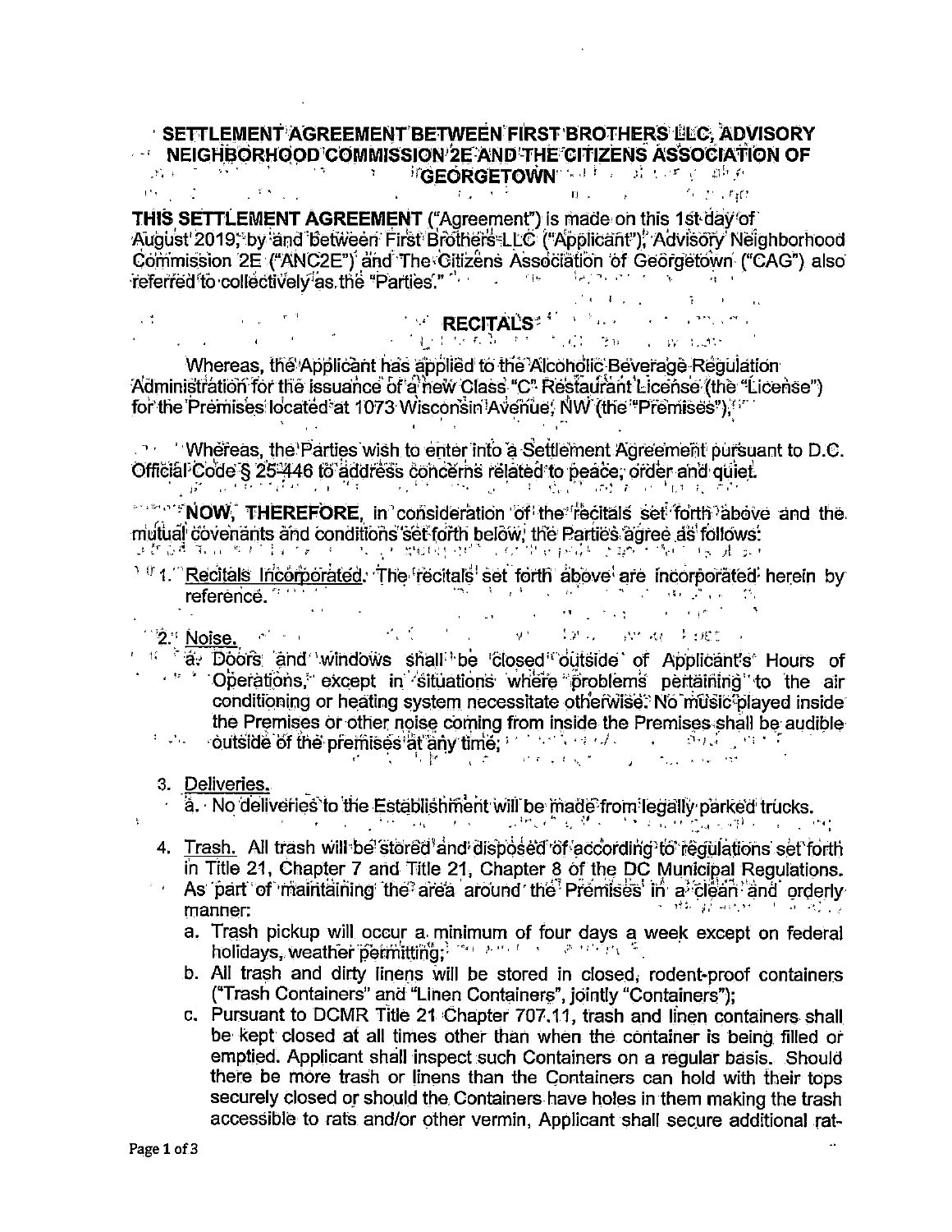# SETTLEMENT AGREEMENT BETWEEN FIRST BROTHERS LLC, ADVISORY NEIGHBORHOOD COMMISSION 2E AND THE CITIZENS ASSOCIATION OF GEORGETOWN

**THIS SETTLEMENT AGREEMENT** ("Agreement") is made on this 1st day of August 2019, by and between First Brothers LLC ("Applicant"), Advisory Neighborhood Commission 2E ("ANC2E") and The Citizens Association of Georgetown ("CAG") also referred to collectively as the "Parties."

## RECITALS

Whereas, the Applicant has applied to the Alcoholic Beverage Regulation Administration for the issuance of a new Class "C" Restaurant License (the "License") for the Premises located at 1073 Wisconsin Avenue, NW (the "Premises");

Whereas, the Parties wish to enter into a Settlement Agreement pursuant to D.C. Official Code § 25-446 to address concerns related to peace, order and quiet.

**NOW, THEREFORE,** in consideration of the recitals set forth above and the mutual covenants and conditions set forth below, the Parties agree as follows:

1. Recitals Incorporated. The recitals set forth above are incorporated herein by reference.

2. Noise.
   a. Doors and windows shall be closed outside of Applicant's Hours of Operations, except in situations where problems pertaining to the air conditioning or heating system necessitate otherwise. No music played inside the Premises or other noise coming from inside the Premises shall be audible outside of the premises at any time;

3. Deliveries.
   a. No deliveries to the Establishment will be made from legally parked trucks.

4. Trash. All trash will be stored and disposed of according to regulations set forth in Title 21, Chapter 7 and Title 21, Chapter 8 of the DC Municipal Regulations. As part of maintaining the area around the Premises in a clean and orderly manner:
   a. Trash pickup will occur a minimum of four days a week except on federal holidays, weather permitting;
   b. All trash and dirty linens will be stored in closed, rodent-proof containers ("Trash Containers" and "Linen Containers", jointly "Containers");
   c. Pursuant to DCMR Title 21 Chapter 707.11, trash and linen containers shall be kept closed at all times other than when the container is being filled or emptied. Applicant shall inspect such Containers on a regular basis. Should there be more trash or linens than the Containers can hold with their tops securely closed or should the Containers have holes in them making the trash accessible to rats and/or other vermin, Applicant shall secure additional rat-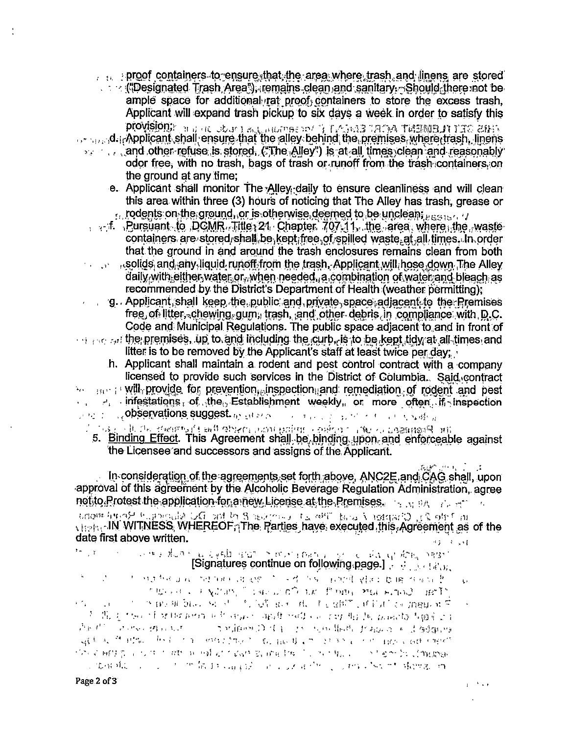proof containers to ensure that the area where trash and linens are stored ("Designated Trash Area"), remains clean and sanitary. Should there not be ample space for additional rat proof containers to store the excess trash, Applicant will expand trash pickup to six days a week in order to satisfy this provision;

d. Applicant shall ensure that the alley behind the premises, where trash, linens and other refuse is stored, ("The Alley") is at all times clean and reasonably odor free, with no trash, bags of trash or runoff from the trash containers on the ground at any time;

e. Applicant shall monitor The Alley daily to ensure cleanliness and will clean this area within three (3) hours of noticing that The Alley has trash, grease or rodents on the ground, or is otherwise deemed to be unclean;

f. Pursuant to DCMR, Title 21, Chapter 707.11, the area where the waste containers are stored shall be kept free of spilled waste at all times. In order that the ground in and around the trash enclosures remains clean from both solids and any liquid runoff from the trash, Applicant will hose down The Alley daily with either water or, when needed, a combination of water and bleach as recommended by the District's Department of Health (weather permitting);

g. Applicant shall keep the public and private space adjacent to the Premises free of litter, chewing gum, trash, and other debris in compliance with D.C. Code and Municipal Regulations. The public space adjacent to and in front of the premises, up to and including the curb, is to be kept tidy at all times and litter is to be removed by the Applicant's staff at least twice per day;

h. Applicant shall maintain a rodent and pest control contract with a company licensed to provide such services in the District of Columbia. Said contract will provide for prevention, inspection and remediation of rodent and pest infestations of the Establishment weekly, or more often, if inspection observations suggest.

5. Binding Effect. This Agreement shall be binding upon and enforceable against the Licensee and successors and assigns of the Applicant.

In consideration of the agreements set forth above, ANC2E and CAG shall, upon approval of this agreement by the Alcoholic Beverage Regulation Administration, agree not to Protest the application for a new License at the Premises.

IN WITNESS WHEREOF, The Parties have executed this Agreement as of the date first above written.

[Signatures continue on following page.]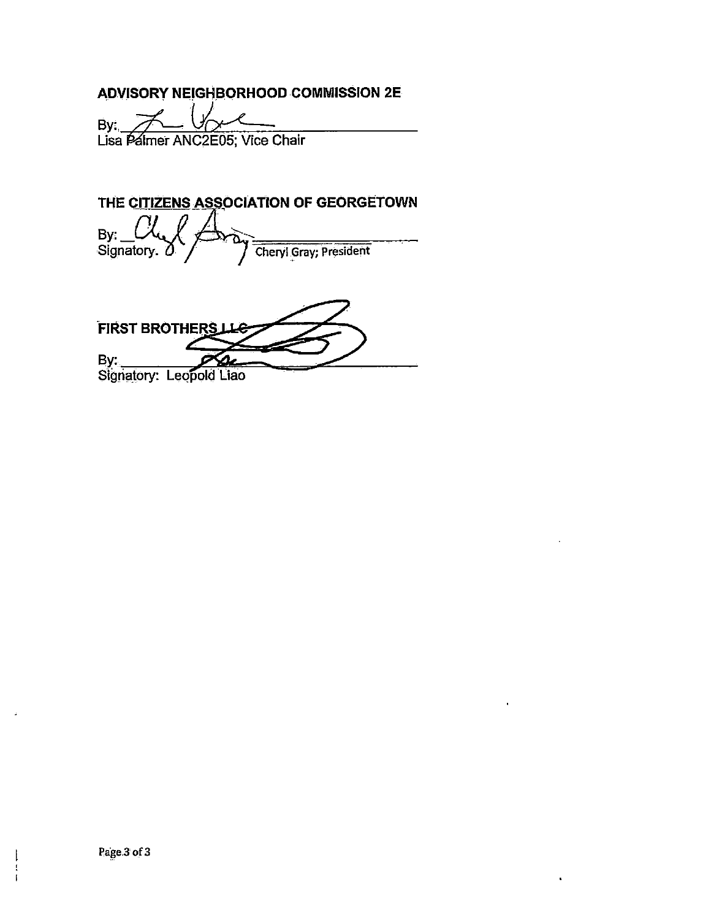**ADVISORY NEIGHBORHOOD COMMISSION 2E**

By: \_\_\_\_\_\_\_\_\_\_\_\_\_\_\_\_\_\_\_\_\_\_\_\_\_\_\_\_\_\_
Lisa Palmer ANC2E05; Vice Chair

**THE CITIZENS ASSOCIATION OF GEORGETOWN**

By: \_\_\_\_\_\_\_\_\_\_\_\_\_\_\_\_\_\_\_\_\_\_\_\_\_\_\_\_\_\_
Signatory. Cheryl Gray; President

**FIRST BROTHERS LLC**

By: \_\_\_\_\_\_\_\_\_\_\_\_\_\_\_\_\_\_\_\_\_\_\_\_\_\_\_\_\_\_
Signatory: Leopold Liao